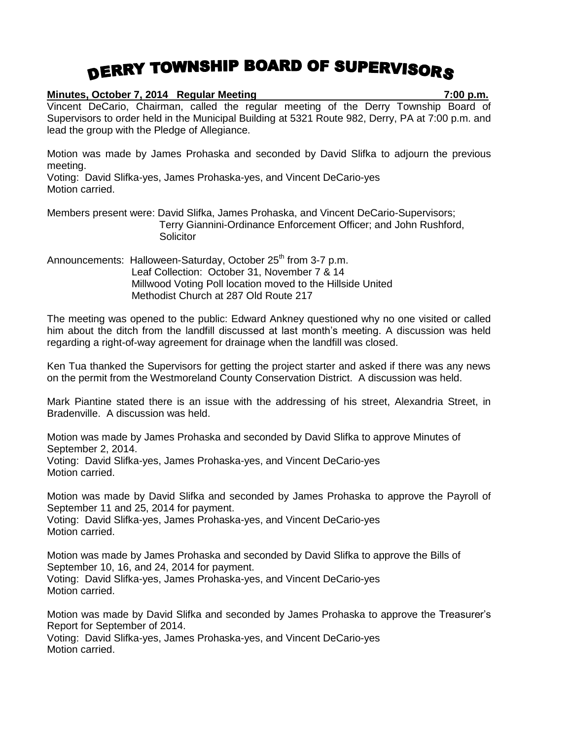# DERRY TOWNSHIP BOARD OF SUPERVISORS

**Minutes, October 7, 2014 Regular Meeting 7:00 p.m.**

Vincent DeCario, Chairman, called the regular meeting of the Derry Township Board of Supervisors to order held in the Municipal Building at 5321 Route 982, Derry, PA at 7:00 p.m. and lead the group with the Pledge of Allegiance.

Motion was made by James Prohaska and seconded by David Slifka to adjourn the previous meeting.
Voting: David Slifka-yes, James Prohaska-yes, and Vincent DeCario-yes
Motion carried.

Members present were: David Slifka, James Prohaska, and Vincent DeCario-Supervisors; Terry Giannini-Ordinance Enforcement Officer; and John Rushford, Solicitor

Announcements: Halloween-Saturday, October 25th from 3-7 p.m.
Leaf Collection: October 31, November 7 & 14
Millwood Voting Poll location moved to the Hillside United Methodist Church at 287 Old Route 217

The meeting was opened to the public: Edward Ankney questioned why no one visited or called him about the ditch from the landfill discussed at last month's meeting. A discussion was held regarding a right-of-way agreement for drainage when the landfill was closed.

Ken Tua thanked the Supervisors for getting the project starter and asked if there was any news on the permit from the Westmoreland County Conservation District. A discussion was held.

Mark Piantine stated there is an issue with the addressing of his street, Alexandria Street, in Bradenville. A discussion was held.

Motion was made by James Prohaska and seconded by David Slifka to approve Minutes of September 2, 2014.
Voting: David Slifka-yes, James Prohaska-yes, and Vincent DeCario-yes
Motion carried.

Motion was made by David Slifka and seconded by James Prohaska to approve the Payroll of September 11 and 25, 2014 for payment.
Voting: David Slifka-yes, James Prohaska-yes, and Vincent DeCario-yes
Motion carried.

Motion was made by James Prohaska and seconded by David Slifka to approve the Bills of September 10, 16, and 24, 2014 for payment.
Voting: David Slifka-yes, James Prohaska-yes, and Vincent DeCario-yes
Motion carried.

Motion was made by David Slifka and seconded by James Prohaska to approve the Treasurer's Report for September of 2014.
Voting: David Slifka-yes, James Prohaska-yes, and Vincent DeCario-yes
Motion carried.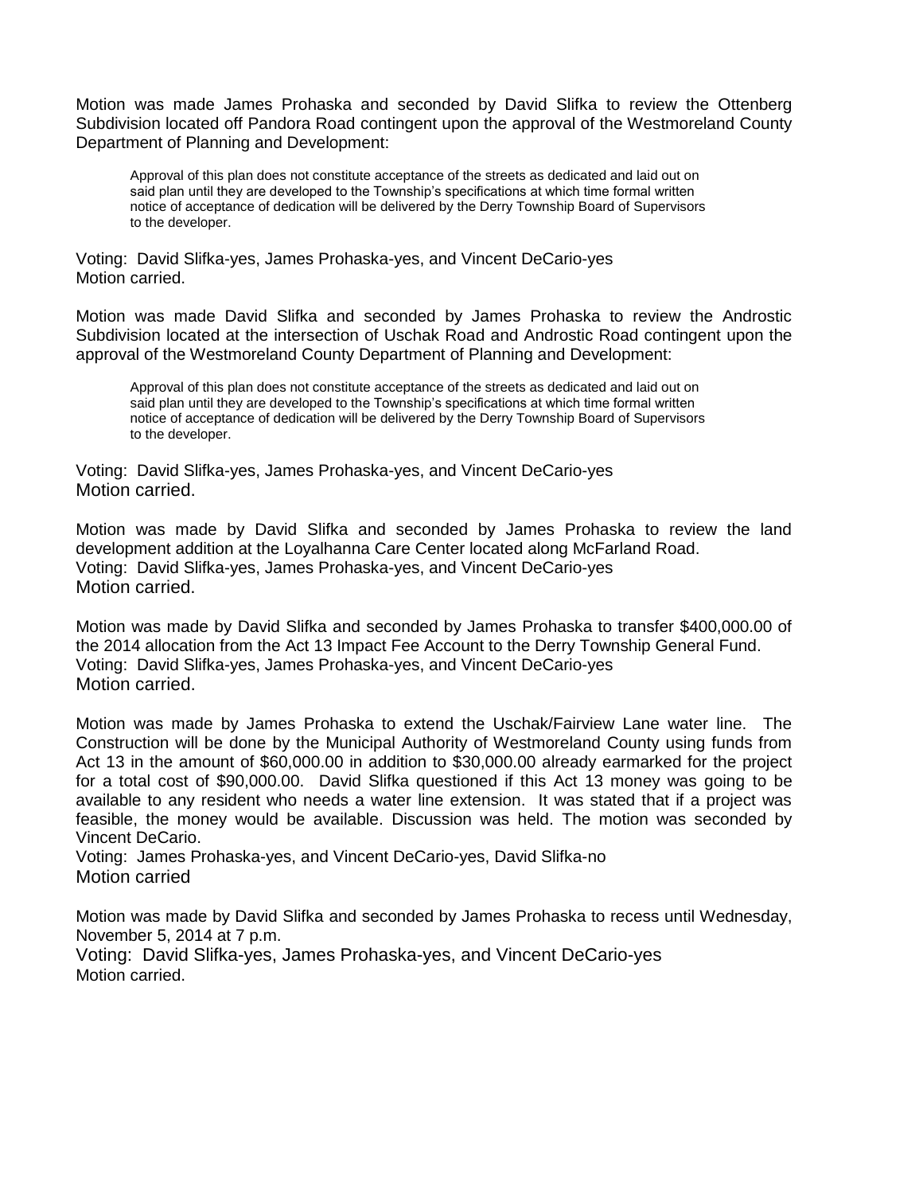Motion was made James Prohaska and seconded by David Slifka to review the Ottenberg Subdivision located off Pandora Road contingent upon the approval of the Westmoreland County Department of Planning and Development:

> Approval of this plan does not constitute acceptance of the streets as dedicated and laid out on said plan until they are developed to the Township's specifications at which time formal written notice of acceptance of dedication will be delivered by the Derry Township Board of Supervisors to the developer.

Voting: David Slifka-yes, James Prohaska-yes, and Vincent DeCario-yes
Motion carried.

Motion was made David Slifka and seconded by James Prohaska to review the Androstic Subdivision located at the intersection of Uschak Road and Androstic Road contingent upon the approval of the Westmoreland County Department of Planning and Development:

> Approval of this plan does not constitute acceptance of the streets as dedicated and laid out on said plan until they are developed to the Township's specifications at which time formal written notice of acceptance of dedication will be delivered by the Derry Township Board of Supervisors to the developer.

Voting: David Slifka-yes, James Prohaska-yes, and Vincent DeCario-yes
Motion carried.

Motion was made by David Slifka and seconded by James Prohaska to review the land development addition at the Loyalhanna Care Center located along McFarland Road.
Voting: David Slifka-yes, James Prohaska-yes, and Vincent DeCario-yes
Motion carried.

Motion was made by David Slifka and seconded by James Prohaska to transfer $400,000.00 of the 2014 allocation from the Act 13 Impact Fee Account to the Derry Township General Fund.
Voting: David Slifka-yes, James Prohaska-yes, and Vincent DeCario-yes
Motion carried.

Motion was made by James Prohaska to extend the Uschak/Fairview Lane water line. The Construction will be done by the Municipal Authority of Westmoreland County using funds from Act 13 in the amount of $60,000.00 in addition to $30,000.00 already earmarked for the project for a total cost of $90,000.00. David Slifka questioned if this Act 13 money was going to be available to any resident who needs a water line extension. It was stated that if a project was feasible, the money would be available. Discussion was held. The motion was seconded by Vincent DeCario.
Voting: James Prohaska-yes, and Vincent DeCario-yes, David Slifka-no
Motion carried

Motion was made by David Slifka and seconded by James Prohaska to recess until Wednesday, November 5, 2014 at 7 p.m.
Voting: David Slifka-yes, James Prohaska-yes, and Vincent DeCario-yes
Motion carried.